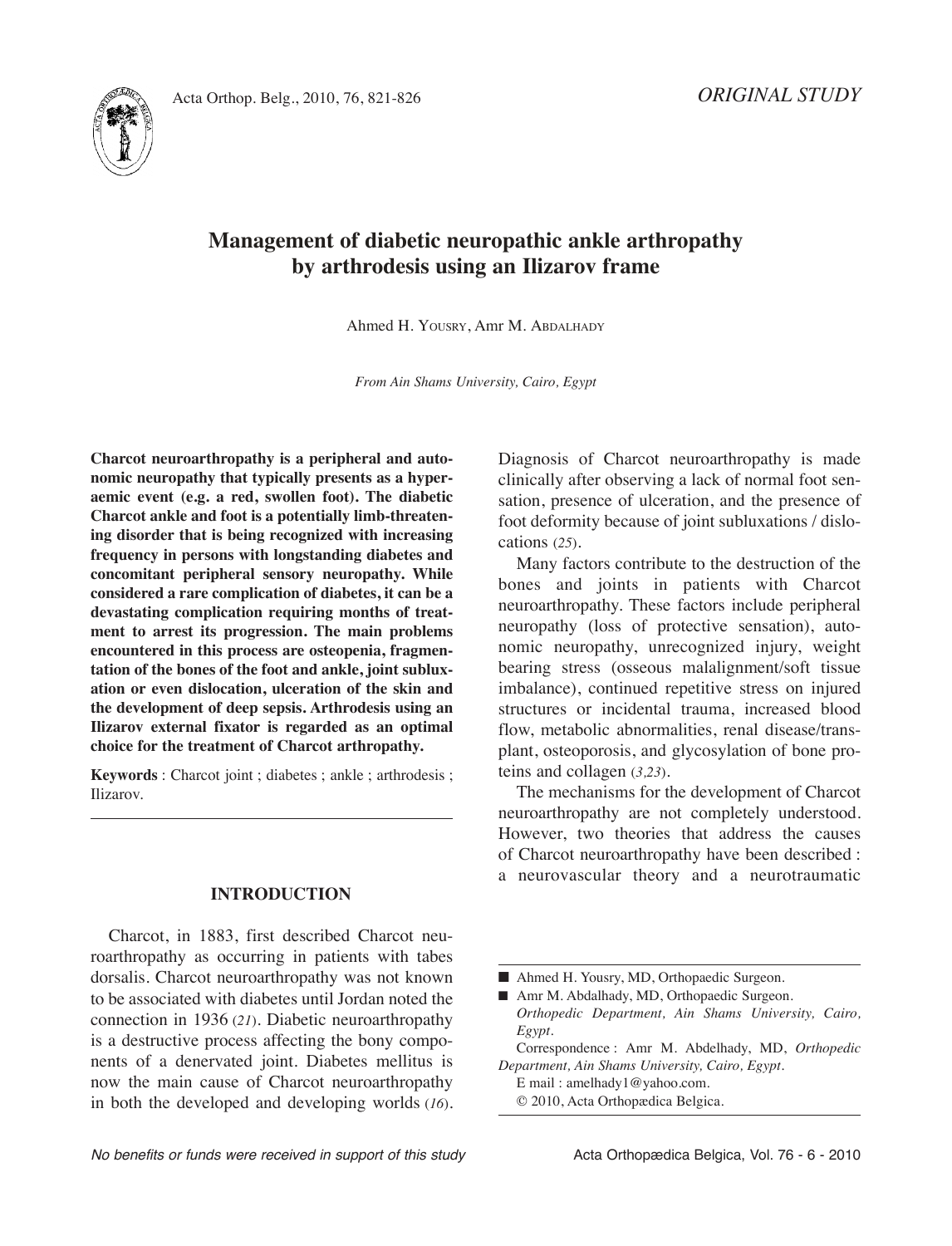ORIGINAL STUDY

# Management of diabetic neuropathic ankle arthropathy by arthrodesis using an Ilizarov frame

Ahmed H. Yousry, Amr M. Abdalhady

*From Ain Shams University, Cairo, Egypt*

**Charcot neuroarthropathy is a peripheral and autonomic neuropathy that typically presents as a hyperaemic event (e.g. a red, swollen foot). The diabetic Charcot ankle and foot is a potentially limb-threatening disorder that is being recognized with increasing frequency in persons with longstanding diabetes and concomitant peripheral sensory neuropathy. While considered a rare complication of diabetes, it can be a devastating complication requiring months of treatment to arrest its progression. The main problems encountered in this process are osteopenia, fragmentation of the bones of the foot and ankle, joint subluxation or even dislocation, ulceration of the skin and the development of deep sepsis. Arthrodesis using an Ilizarov external fixator is regarded as an optimal choice for the treatment of Charcot arthropathy.**

**Keywords** : Charcot joint ; diabetes ; ankle ; arthrodesis ; Ilizarov.

## INTRODUCTION

Charcot, in 1883, first described Charcot neuroarthropathy as occurring in patients with tabes dorsalis. Charcot neuroarthropathy was not known to be associated with diabetes until Jordan noted the connection in 1936 (*21*). Diabetic neuroarthropathy is a destructive process affecting the bony components of a denervated joint. Diabetes mellitus is now the main cause of Charcot neuroarthropathy in both the developed and developing worlds (*16*). Diagnosis of Charcot neuroarthropathy is made clinically after observing a lack of normal foot sensation, presence of ulceration, and the presence of foot deformity because of joint subluxations / dislocations (*25*).

Many factors contribute to the destruction of the bones and joints in patients with Charcot neuroarthropathy. These factors include peripheral neuropathy (loss of protective sensation), autonomic neuropathy, unrecognized injury, weight bearing stress (osseous malalignment/soft tissue imbalance), continued repetitive stress on injured structures or incidental trauma, increased blood flow, metabolic abnormalities, renal disease/transplant, osteoporosis, and glycosylation of bone proteins and collagen (*3,23*).

The mechanisms for the development of Charcot neuroarthropathy are not completely understood. However, two theories that address the causes of Charcot neuroarthropathy have been described : a neurovascular theory and a neurotraumatic

---

■ Ahmed H. Yousry, MD, Orthopaedic Surgeon.
■ Amr M. Abdalhady, MD, Orthopaedic Surgeon.
*Orthopedic Department, Ain Shams University, Cairo, Egypt.*
Correspondence : Amr M. Abdelhady, MD, *Orthopedic Department, Ain Shams University, Cairo, Egypt.*
E mail : amelhady1@yahoo.com.
© 2010, Acta Orthopædica Belgica.

*No benefits or funds were received in support of this study*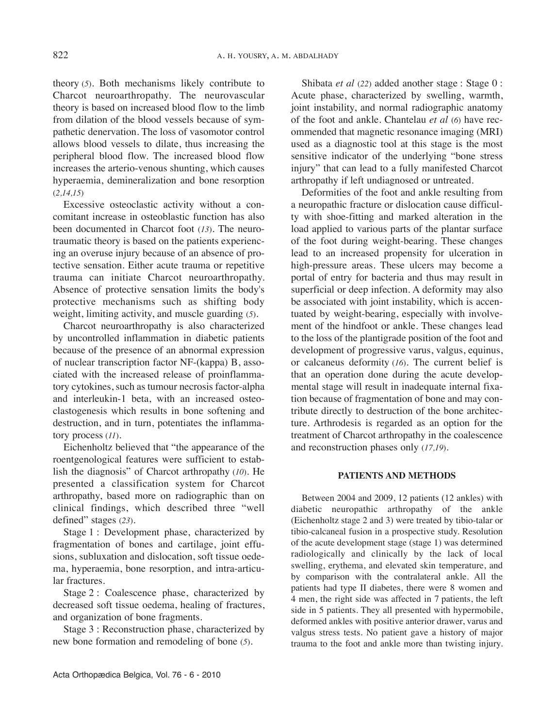theory (5). Both mechanisms likely contribute to Charcot neuroarthropathy. The neurovascular theory is based on increased blood flow to the limb from dilation of the blood vessels because of sympathetic denervation. The loss of vasomotor control allows blood vessels to dilate, thus increasing the peripheral blood flow. The increased blood flow increases the arterio-venous shunting, which causes hyperaemia, demineralization and bone resorption (2,14,15)

Excessive osteoclastic activity without a concomitant increase in osteoblastic function has also been documented in Charcot foot (13). The neurotraumatic theory is based on the patients experiencing an overuse injury because of an absence of protective sensation. Either acute trauma or repetitive trauma can initiate Charcot neuroarthropathy. Absence of protective sensation limits the body's protective mechanisms such as shifting body weight, limiting activity, and muscle guarding (5).

Charcot neuroarthropathy is also characterized by uncontrolled inflammation in diabetic patients because of the presence of an abnormal expression of nuclear transcription factor NF-(kappa) B, associated with the increased release of proinflammatory cytokines, such as tumour necrosis factor-alpha and interleukin-1 beta, with an increased osteoclastogenesis which results in bone softening and destruction, and in turn, potentiates the inflammatory process (11).

Eichenholtz believed that "the appearance of the roentgenological features were sufficient to establish the diagnosis" of Charcot arthropathy (10). He presented a classification system for Charcot arthropathy, based more on radiographic than on clinical findings, which described three "well defined" stages (23).

Stage 1 : Development phase, characterized by fragmentation of bones and cartilage, joint effusions, subluxation and dislocation, soft tissue oedema, hyperaemia, bone resorption, and intra-articular fractures.

Stage 2 : Coalescence phase, characterized by decreased soft tissue oedema, healing of fractures, and organization of bone fragments.

Stage 3 : Reconstruction phase, characterized by new bone formation and remodeling of bone (5).

Shibata *et al* (22) added another stage : Stage 0 : Acute phase, characterized by swelling, warmth, joint instability, and normal radiographic anatomy of the foot and ankle. Chantelau *et al* (6) have recommended that magnetic resonance imaging (MRI) used as a diagnostic tool at this stage is the most sensitive indicator of the underlying "bone stress injury" that can lead to a fully manifested Charcot arthropathy if left undiagnosed or untreated.

Deformities of the foot and ankle resulting from a neuropathic fracture or dislocation cause difficulty with shoe-fitting and marked alteration in the load applied to various parts of the plantar surface of the foot during weight-bearing. These changes lead to an increased propensity for ulceration in high-pressure areas. These ulcers may become a portal of entry for bacteria and thus may result in superficial or deep infection. A deformity may also be associated with joint instability, which is accentuated by weight-bearing, especially with involvement of the hindfoot or ankle. These changes lead to the loss of the plantigrade position of the foot and development of progressive varus, valgus, equinus, or calcaneus deformity (16). The current belief is that an operation done during the acute developmental stage will result in inadequate internal fixation because of fragmentation of bone and may contribute directly to destruction of the bone architecture. Arthrodesis is regarded as an option for the treatment of Charcot arthropathy in the coalescence and reconstruction phases only (17,19).

## PATIENTS AND METHODS

Between 2004 and 2009, 12 patients (12 ankles) with diabetic neuropathic arthropathy of the ankle (Eichenholtz stage 2 and 3) were treated by tibio-talar or tibio-calcaneal fusion in a prospective study. Resolution of the acute development stage (stage 1) was determined radiologically and clinically by the lack of local swelling, erythema, and elevated skin temperature, and by comparison with the contralateral ankle. All the patients had type II diabetes, there were 8 women and 4 men, the right side was affected in 7 patients, the left side in 5 patients. They all presented with hypermobile, deformed ankles with positive anterior drawer, varus and valgus stress tests. No patient gave a history of major trauma to the foot and ankle more than twisting injury.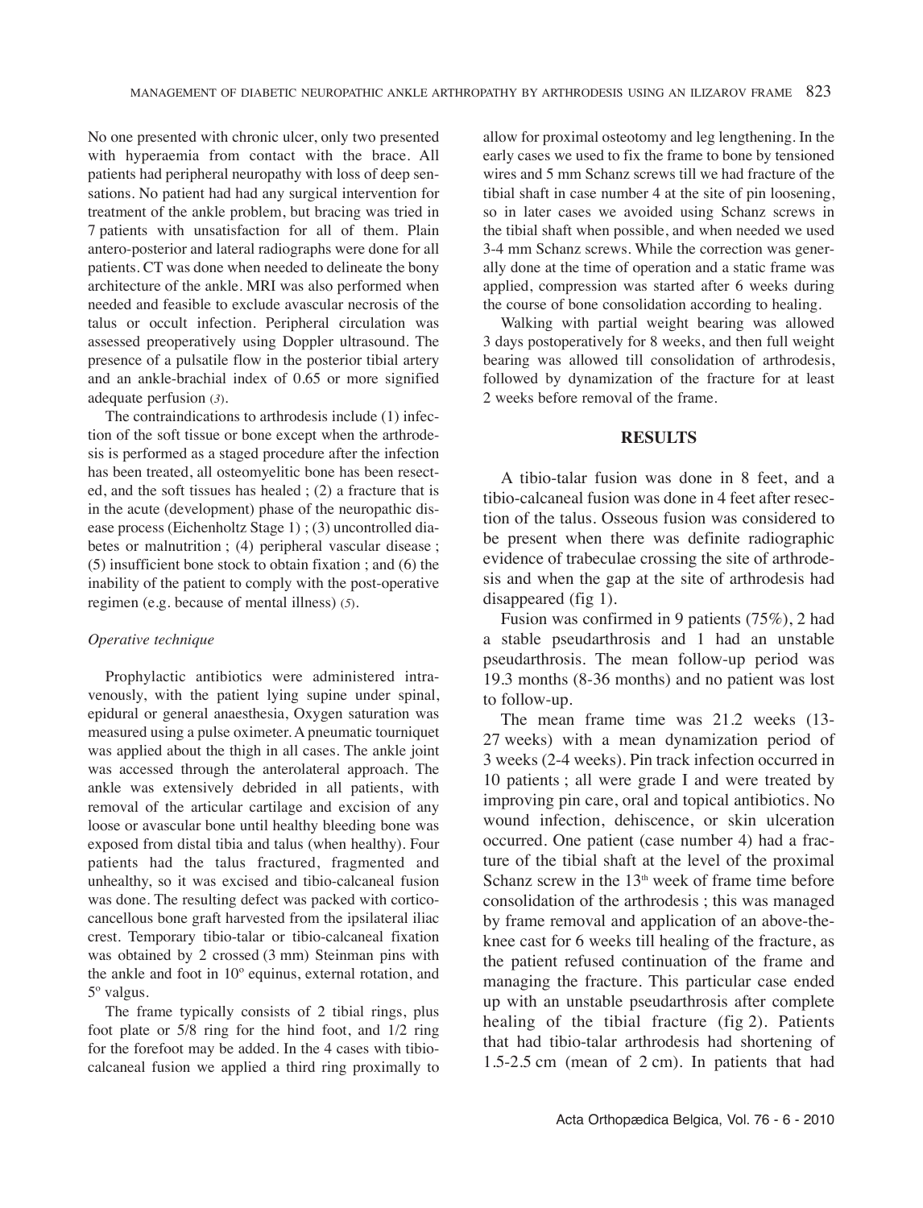No one presented with chronic ulcer, only two presented with hyperaemia from contact with the brace. All patients had peripheral neuropathy with loss of deep sensations. No patient had had any surgical intervention for treatment of the ankle problem, but bracing was tried in 7 patients with unsatisfaction for all of them. Plain antero-posterior and lateral radiographs were done for all patients. CT was done when needed to delineate the bony architecture of the ankle. MRI was also performed when needed and feasible to exclude avascular necrosis of the talus or occult infection. Peripheral circulation was assessed preoperatively using Doppler ultrasound. The presence of a pulsatile flow in the posterior tibial artery and an ankle-brachial index of 0.65 or more signified adequate perfusion (3).

The contraindications to arthrodesis include (1) infection of the soft tissue or bone except when the arthrodesis is performed as a staged procedure after the infection has been treated, all osteomyelitic bone has been resected, and the soft tissues has healed ; (2) a fracture that is in the acute (development) phase of the neuropathic disease process (Eichenholtz Stage 1) ; (3) uncontrolled diabetes or malnutrition ; (4) peripheral vascular disease ; (5) insufficient bone stock to obtain fixation ; and (6) the inability of the patient to comply with the post-operative regimen (e.g. because of mental illness) (5).

*Operative technique*

Prophylactic antibiotics were administered intravenously, with the patient lying supine under spinal, epidural or general anaesthesia, Oxygen saturation was measured using a pulse oximeter. A pneumatic tourniquet was applied about the thigh in all cases. The ankle joint was accessed through the anterolateral approach. The ankle was extensively debrided in all patients, with removal of the articular cartilage and excision of any loose or avascular bone until healthy bleeding bone was exposed from distal tibia and talus (when healthy). Four patients had the talus fractured, fragmented and unhealthy, so it was excised and tibio-calcaneal fusion was done. The resulting defect was packed with cortico-cancellous bone graft harvested from the ipsilateral iliac crest. Temporary tibio-talar or tibio-calcaneal fixation was obtained by 2 crossed (3 mm) Steinman pins with the ankle and foot in 10º equinus, external rotation, and 5º valgus.

The frame typically consists of 2 tibial rings, plus foot plate or 5/8 ring for the hind foot, and 1/2 ring for the forefoot may be added. In the 4 cases with tibio-calcaneal fusion we applied a third ring proximally to allow for proximal osteotomy and leg lengthening. In the early cases we used to fix the frame to bone by tensioned wires and 5 mm Schanz screws till we had fracture of the tibial shaft in case number 4 at the site of pin loosening, so in later cases we avoided using Schanz screws in the tibial shaft when possible, and when needed we used 3-4 mm Schanz screws. While the correction was generally done at the time of operation and a static frame was applied, compression was started after 6 weeks during the course of bone consolidation according to healing.

Walking with partial weight bearing was allowed 3 days postoperatively for 8 weeks, and then full weight bearing was allowed till consolidation of arthrodesis, followed by dynamization of the fracture for at least 2 weeks before removal of the frame.

## RESULTS

A tibio-talar fusion was done in 8 feet, and a tibio-calcaneal fusion was done in 4 feet after resection of the talus. Osseous fusion was considered to be present when there was definite radiographic evidence of trabeculae crossing the site of arthrodesis and when the gap at the site of arthrodesis had disappeared (fig 1).

Fusion was confirmed in 9 patients (75%), 2 had a stable pseudarthrosis and 1 had an unstable pseudarthrosis. The mean follow-up period was 19.3 months (8-36 months) and no patient was lost to follow-up.

The mean frame time was 21.2 weeks (13-27 weeks) with a mean dynamization period of 3 weeks (2-4 weeks). Pin track infection occurred in 10 patients ; all were grade I and were treated by improving pin care, oral and topical antibiotics. No wound infection, dehiscence, or skin ulceration occurred. One patient (case number 4) had a fracture of the tibial shaft at the level of the proximal Schanz screw in the 13th week of frame time before consolidation of the arthrodesis ; this was managed by frame removal and application of an above-the-knee cast for 6 weeks till healing of the fracture, as the patient refused continuation of the frame and managing the fracture. This particular case ended up with an unstable pseudarthrosis after complete healing of the tibial fracture (fig 2). Patients that had tibio-talar arthrodesis had shortening of 1.5-2.5 cm (mean of 2 cm). In patients that had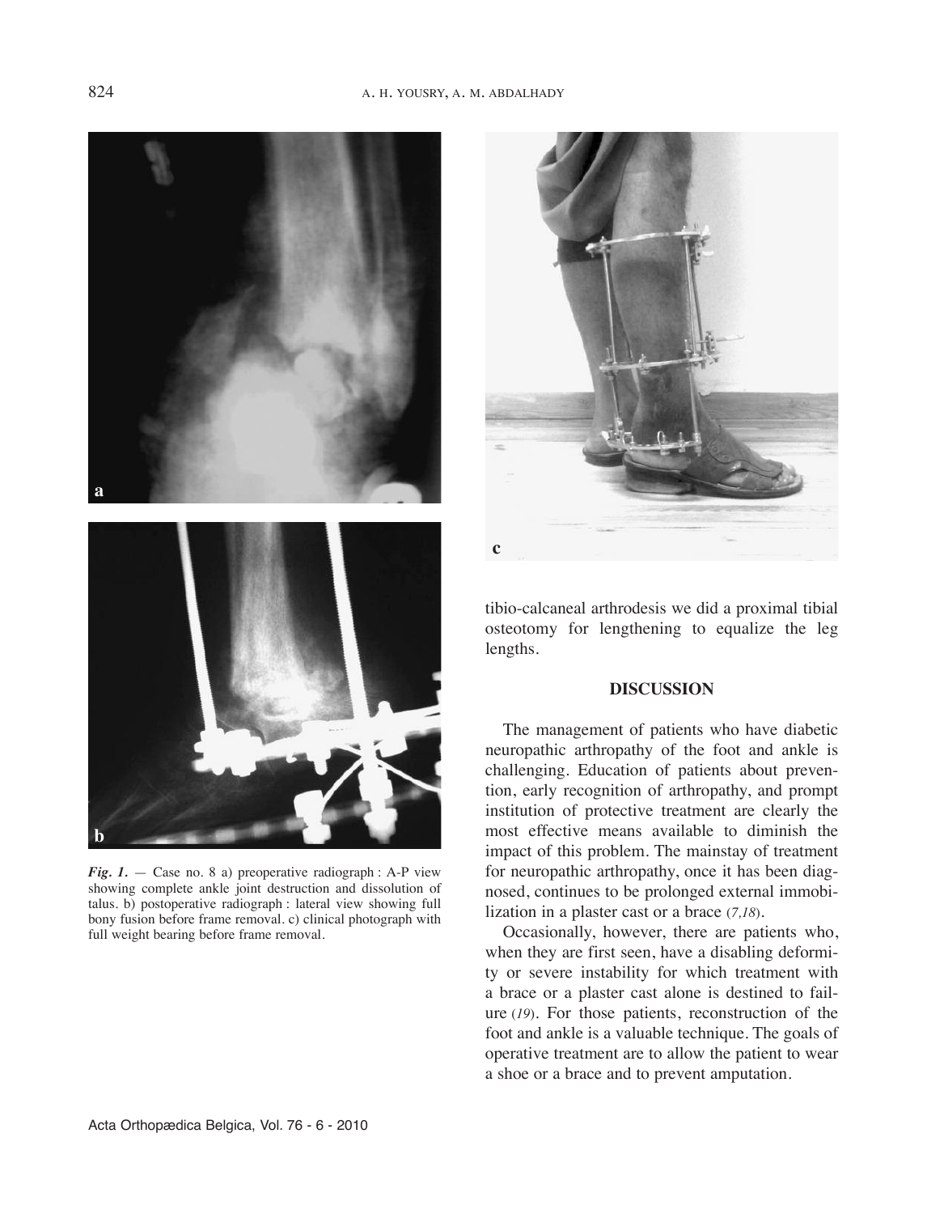*Fig. 1.* — Case no. 8 a) preoperative radiograph : A-P view showing complete ankle joint destruction and dissolution of talus. b) postoperative radiograph : lateral view showing full bony fusion before frame removal. c) clinical photograph with full weight bearing before frame removal.

tibio-calcaneal arthrodesis we did a proximal tibial osteotomy for lengthening to equalize the leg lengths.

## DISCUSSION

The management of patients who have diabetic neuropathic arthropathy of the foot and ankle is challenging. Education of patients about prevention, early recognition of arthropathy, and prompt institution of protective treatment are clearly the most effective means available to diminish the impact of this problem. The mainstay of treatment for neuropathic arthropathy, once it has been diagnosed, continues to be prolonged external immobilization in a plaster cast or a brace (*7,18*).

Occasionally, however, there are patients who, when they are first seen, have a disabling deformity or severe instability for which treatment with a brace or a plaster cast alone is destined to failure (*19*). For those patients, reconstruction of the foot and ankle is a valuable technique. The goals of operative treatment are to allow the patient to wear a shoe or a brace and to prevent amputation.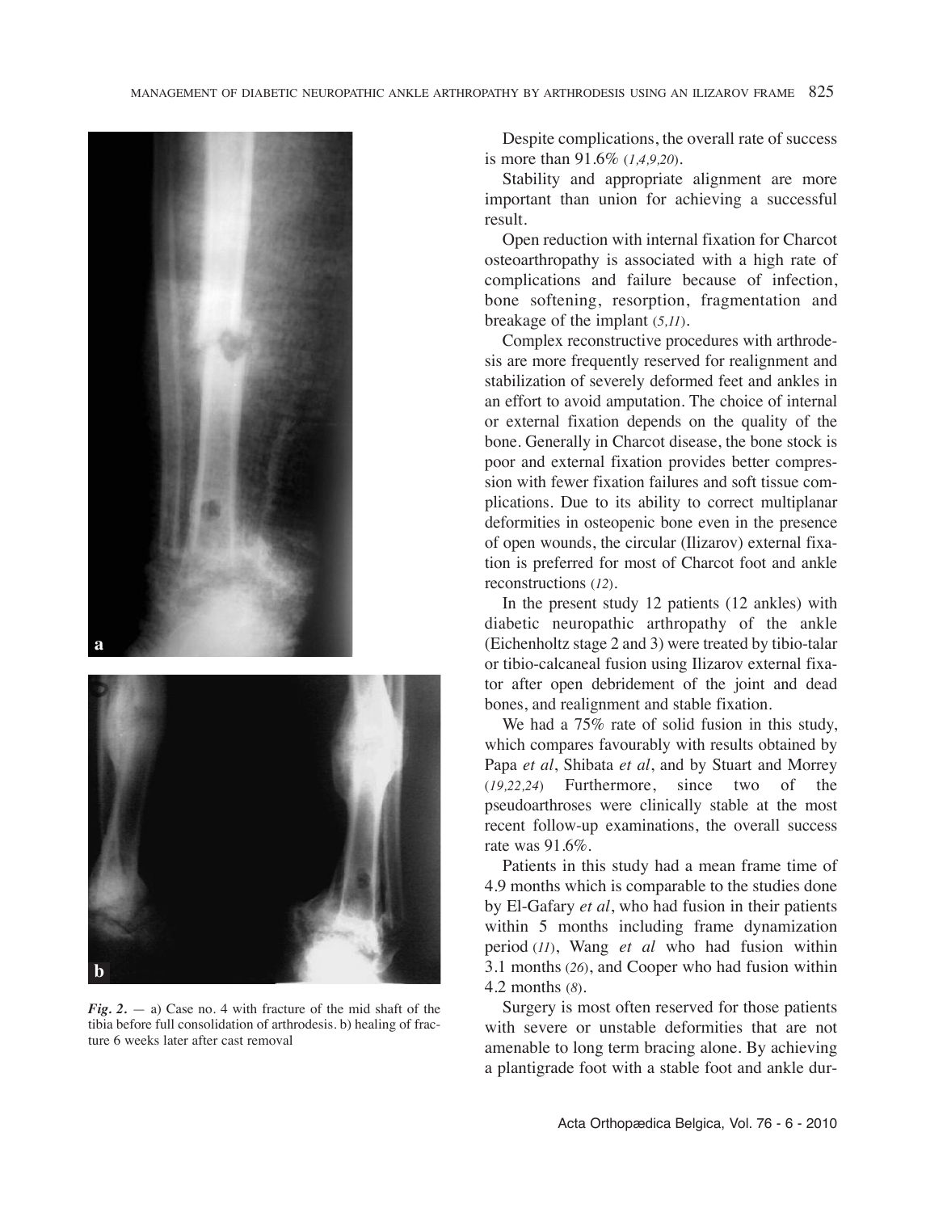*Fig. 2.* — a) Case no. 4 with fracture of the mid shaft of the tibia before full consolidation of arthrodesis. b) healing of fracture 6 weeks later after cast removal

Despite complications, the overall rate of success is more than 91.6% (*1,4,9,20*).

Stability and appropriate alignment are more important than union for achieving a successful result.

Open reduction with internal fixation for Charcot osteoarthropathy is associated with a high rate of complications and failure because of infection, bone softening, resorption, fragmentation and breakage of the implant (*5,11*).

Complex reconstructive procedures with arthrodesis are more frequently reserved for realignment and stabilization of severely deformed feet and ankles in an effort to avoid amputation. The choice of internal or external fixation depends on the quality of the bone. Generally in Charcot disease, the bone stock is poor and external fixation provides better compression with fewer fixation failures and soft tissue complications. Due to its ability to correct multiplanar deformities in osteopenic bone even in the presence of open wounds, the circular (Ilizarov) external fixation is preferred for most of Charcot foot and ankle reconstructions (*12*).

In the present study 12 patients (12 ankles) with diabetic neuropathic arthropathy of the ankle (Eichenholtz stage 2 and 3) were treated by tibio-talar or tibio-calcaneal fusion using Ilizarov external fixator after open debridement of the joint and dead bones, and realignment and stable fixation.

We had a 75% rate of solid fusion in this study, which compares favourably with results obtained by Papa *et al*, Shibata *et al*, and by Stuart and Morrey (*19,22,24*) Furthermore, since two of the pseudoarthroses were clinically stable at the most recent follow-up examinations, the overall success rate was 91.6%.

Patients in this study had a mean frame time of 4.9 months which is comparable to the studies done by El-Gafary *et al*, who had fusion in their patients within 5 months including frame dynamization period (*11*), Wang *et al* who had fusion within 3.1 months (*26*), and Cooper who had fusion within 4.2 months (*8*).

Surgery is most often reserved for those patients with severe or unstable deformities that are not amenable to long term bracing alone. By achieving a plantigrade foot with a stable foot and ankle dur-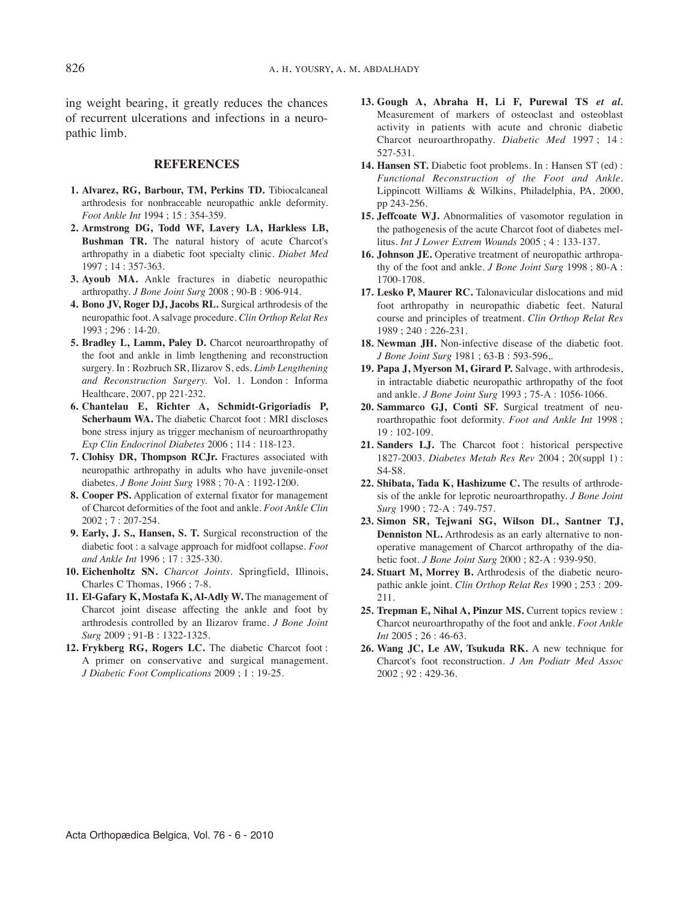ing weight bearing, it greatly reduces the chances of recurrent ulcerations and infections in a neuropathic limb.

## REFERENCES

1. **Alvarez, RG, Barbour, TM, Perkins TD.** Tibiocalcaneal arthrodesis for nonbraceable neuropathic ankle deformity. *Foot Ankle Int* 1994 ; 15 : 354-359.
2. **Armstrong DG, Todd WF, Lavery LA, Harkless LB, Bushman TR.** The natural history of acute Charcot's arthropathy in a diabetic foot specialty clinic. *Diabet Med* 1997 ; 14 : 357-363.
3. **Ayoub MA.** Ankle fractures in diabetic neuropathic arthropathy. *J Bone Joint Surg* 2008 ; 90-B : 906-914.
4. **Bono JV, Roger DJ, Jacobs RL.** Surgical arthrodesis of the neuropathic foot. A salvage procedure. *Clin Orthop Relat Res* 1993 ; 296 : 14-20.
5. **Bradley L, Lamm, Paley D.** Charcot neuroarthropathy of the foot and ankle in limb lengthening and reconstruction surgery. In : Rozbruch SR, Ilizarov S, eds. *Limb Lengthening and Reconstruction Surgery.* Vol. 1. London : Informa Healthcare, 2007, pp 221-232.
6. **Chantelau E, Richter A, Schmidt-Grigoriadis P, Scherbaum WA.** The diabetic Charcot foot : MRI discloses bone stress injury as trigger mechanism of neuroarthropathy *Exp Clin Endocrinol Diabetes* 2006 ; 114 : 118-123.
7. **Clohisy DR, Thompson RCJr.** Fractures associated with neuropathic arthropathy in adults who have juvenile-onset diabetes. *J Bone Joint Surg* 1988 ; 70-A : 1192-1200.
8. **Cooper PS.** Application of external fixator for management of Charcot deformities of the foot and ankle. *Foot Ankle Clin* 2002 ; 7 : 207-254.
9. **Early, J. S., Hansen, S. T.** Surgical reconstruction of the diabetic foot : a salvage approach for midfoot collapse. *Foot and Ankle Int* 1996 ; 17 : 325-330.
10. **Eichenholtz SN.** *Charcot Joints.* Springfield, Illinois, Charles C Thomas, 1966 ; 7-8.
11. **El-Gafary K, Mostafa K, Al-Adly W.** The management of Charcot joint disease affecting the ankle and foot by arthrodesis controlled by an Ilizarov frame. *J Bone Joint Surg* 2009 ; 91-B : 1322-1325.
12. **Frykberg RG, Rogers LC.** The diabetic Charcot foot : A primer on conservative and surgical management. *J Diabetic Foot Complications* 2009 ; 1 : 19-25.
13. **Gough A, Abraha H, Li F, Purewal TS *et al.*** Measurement of markers of osteoclast and osteoblast activity in patients with acute and chronic diabetic Charcot neuroarthropathy. *Diabetic Med* 1997 ; 14 : 527-531.
14. **Hansen ST.** Diabetic foot problems. In : Hansen ST (ed) : *Functional Reconstruction of the Foot and Ankle.* Lippincott Williams & Wilkins, Philadelphia, PA, 2000, pp 243-256.
15. **Jeffcoate WJ.** Abnormalities of vasomotor regulation in the pathogenesis of the acute Charcot foot of diabetes mellitus. *Int J Lower Extrem Wounds* 2005 ; 4 : 133-137.
16. **Johnson JE.** Operative treatment of neuropathic arthropathy of the foot and ankle. *J Bone Joint Surg* 1998 ; 80-A : 1700-1708.
17. **Lesko P, Maurer RC.** Talonavicular dislocations and mid foot arthropathy in neuropathic diabetic feet. Natural course and principles of treatment. *Clin Orthop Relat Res* 1989 ; 240 : 226-231.
18. **Newman JH.** Non-infective disease of the diabetic foot. *J Bone Joint Surg* 1981 ; 63-B : 593-596,.
19. **Papa J, Myerson M, Girard P.** Salvage, with arthrodesis, in intractable diabetic neuropathic arthropathy of the foot and ankle. *J Bone Joint Surg* 1993 ; 75-A : 1056-1066.
20. **Sammarco GJ, Conti SF.** Surgical treatment of neuroarthropathic foot deformity. *Foot and Ankle Int* 1998 ; 19 : 102-109.
21. **Sanders LJ.** The Charcot foot : historical perspective 1827-2003. *Diabetes Metab Res Rev* 2004 ; 20(suppl 1) : S4-S8.
22. **Shibata, Tada K, Hashizume C.** The results of arthrodesis of the ankle for leprotic neuroarthropathy. *J Bone Joint Surg* 1990 ; 72-A : 749-757.
23. **Simon SR, Tejwani SG, Wilson DL, Santner TJ, Denniston NL.** Arthrodesis as an early alternative to nonoperative management of Charcot arthropathy of the diabetic foot. *J Bone Joint Surg* 2000 ; 82-A : 939-950.
24. **Stuart M, Morrey B.** Arthrodesis of the diabetic neuropathic ankle joint. *Clin Orthop Relat Res* 1990 ; 253 : 209-211.
25. **Trepman E, Nihal A, Pinzur MS.** Current topics review : Charcot neuroarthropathy of the foot and ankle. *Foot Ankle Int* 2005 ; 26 : 46-63.
26. **Wang JC, Le AW, Tsukuda RK.** A new technique for Charcot's foot reconstruction. *J Am Podiatr Med Assoc* 2002 ; 92 : 429-36.